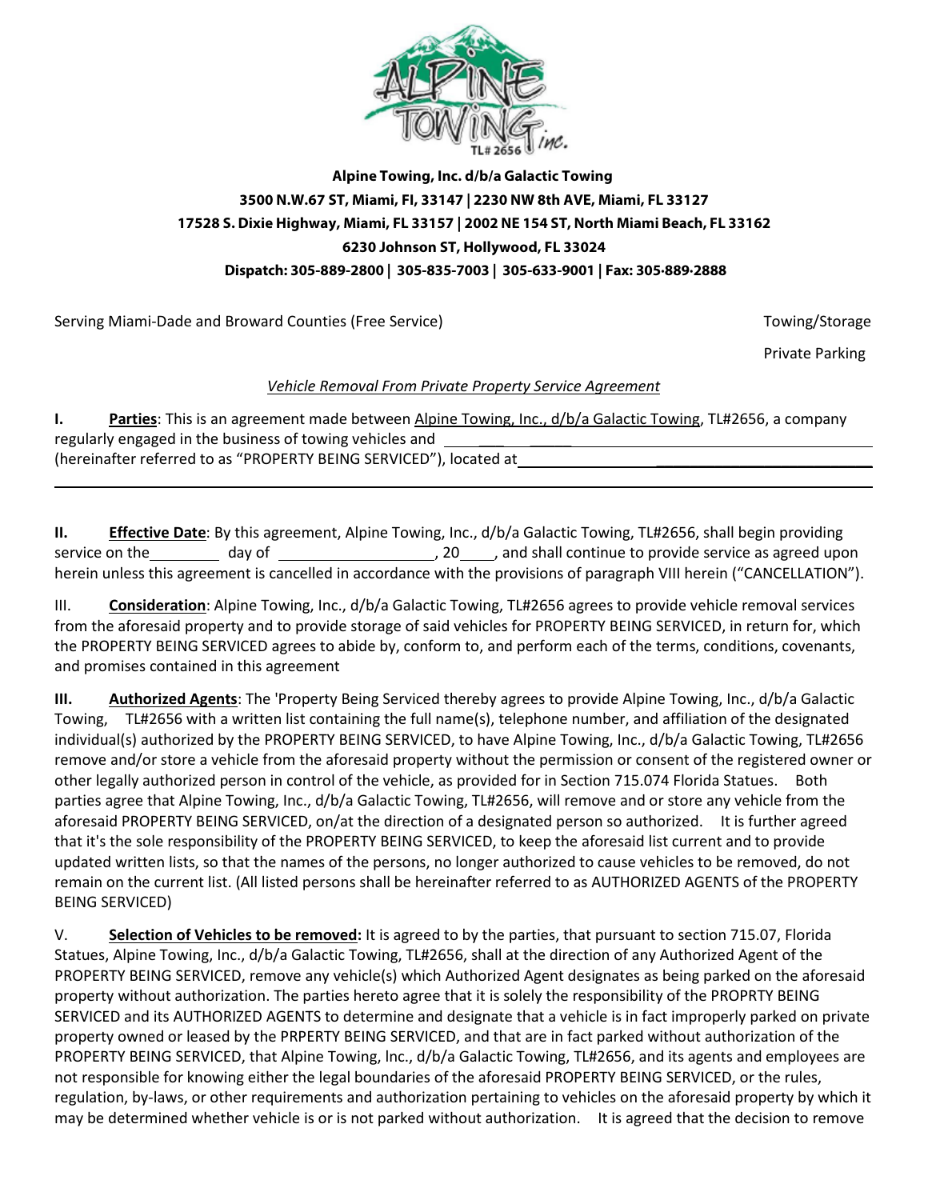**Alpine Towing, Inc. d/b/a Galactic Towing**
**3500 N.W.67 ST, Miami, Fl, 33147 | 2230 NW 8th AVE, Miami, FL 33127**
**17528 S. Dixie Highway, Miami, FL 33157 | 2002 NE 154 ST, North Miami Beach, FL 33162**
**6230 Johnson ST, Hollywood, FL 33024**
**Dispatch: 305-889-2800 | 305-835-7003 | 305-633-9001 | Fax: 305·889·2888**

Serving Miami-Dade and Broward Counties (Free Service)

Towing/Storage

Private Parking

*Vehicle Removal From Private Property Service Agreement*

**I. Parties**: This is an agreement made between Alpine Towing, Inc., d/b/a Galactic Towing, TL#2656, a company regularly engaged in the business of towing vehicles and ______________________________ (hereinafter referred to as "PROPERTY BEING SERVICED"), located at ______________________________

______________________________

**II. Effective Date**: By this agreement, Alpine Towing, Inc., d/b/a Galactic Towing, TL#2656, shall begin providing service on the ________ day of __________________, 20____, and shall continue to provide service as agreed upon herein unless this agreement is cancelled in accordance with the provisions of paragraph VIII herein ("CANCELLATION").

III. **Consideration**: Alpine Towing, Inc., d/b/a Galactic Towing, TL#2656 agrees to provide vehicle removal services from the aforesaid property and to provide storage of said vehicles for PROPERTY BEING SERVICED, in return for, which the PROPERTY BEING SERVICED agrees to abide by, conform to, and perform each of the terms, conditions, covenants, and promises contained in this agreement

**III. Authorized Agents**: The 'Property Being Serviced thereby agrees to provide Alpine Towing, Inc., d/b/a Galactic Towing, TL#2656 with a written list containing the full name(s), telephone number, and affiliation of the designated individual(s) authorized by the PROPERTY BEING SERVICED, to have Alpine Towing, Inc., d/b/a Galactic Towing, TL#2656 remove and/or store a vehicle from the aforesaid property without the permission or consent of the registered owner or other legally authorized person in control of the vehicle, as provided for in Section 715.074 Florida Statues. Both parties agree that Alpine Towing, Inc., d/b/a Galactic Towing, TL#2656, will remove and or store any vehicle from the aforesaid PROPERTY BEING SERVICED, on/at the direction of a designated person so authorized. It is further agreed that it's the sole responsibility of the PROPERTY BEING SERVICED, to keep the aforesaid list current and to provide updated written lists, so that the names of the persons, no longer authorized to cause vehicles to be removed, do not remain on the current list. (All listed persons shall be hereinafter referred to as AUTHORIZED AGENTS of the PROPERTY BEING SERVICED)

V. **Selection of Vehicles to be removed:** It is agreed to by the parties, that pursuant to section 715.07, Florida Statues, Alpine Towing, Inc., d/b/a Galactic Towing, TL#2656, shall at the direction of any Authorized Agent of the PROPERTY BEING SERVICED, remove any vehicle(s) which Authorized Agent designates as being parked on the aforesaid property without authorization. The parties hereto agree that it is solely the responsibility of the PROPRTY BEING SERVICED and its AUTHORIZED AGENTS to determine and designate that a vehicle is in fact improperly parked on private property owned or leased by the PRPERTY BEING SERVICED, and that are in fact parked without authorization of the PROPERTY BEING SERVICED, that Alpine Towing, lnc., d/b/a Galactic Towing, TL#2656, and its agents and employees are not responsible for knowing either the legal boundaries of the aforesaid PROPERTY BEING SERVICED, or the rules, regulation, by-laws, or other requirements and authorization pertaining to vehicles on the aforesaid property by which it may be determined whether vehicle is or is not parked without authorization. It is agreed that the decision to remove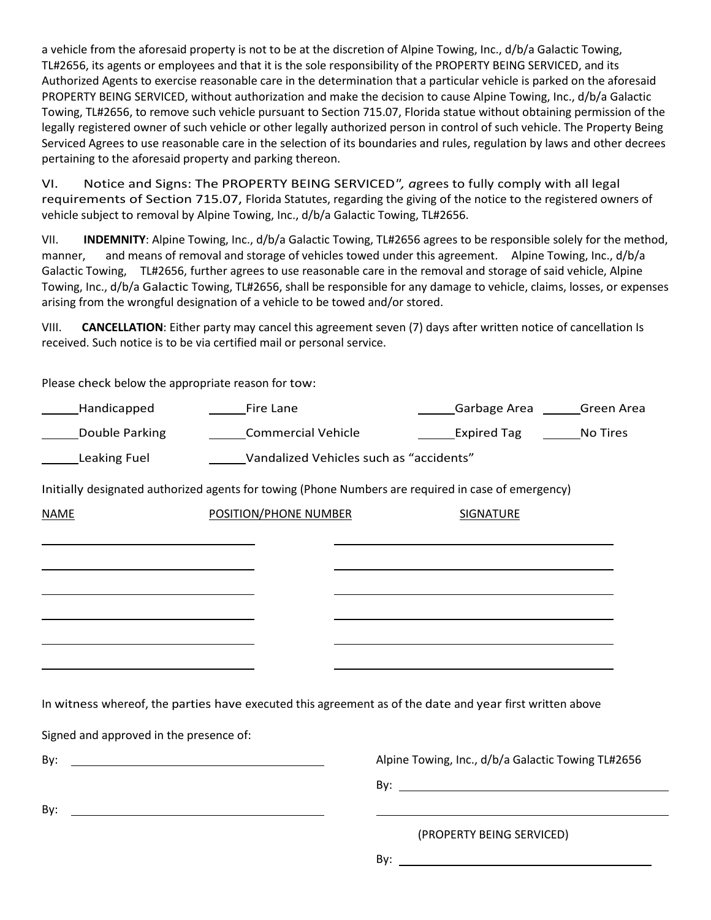a vehicle from the aforesaid property is not to be at the discretion of Alpine Towing, Inc., d/b/a Galactic Towing, TL#2656, its agents or employees and that it is the sole responsibility of the PROPERTY BEING SERVICED, and its Authorized Agents to exercise reasonable care in the determination that a particular vehicle is parked on the aforesaid PROPERTY BEING SERVICED, without authorization and make the decision to cause Alpine Towing, Inc., d/b/a Galactic Towing, TL#2656, to remove such vehicle pursuant to Section 715.07, Florida statue without obtaining permission of the legally registered owner of such vehicle or other legally authorized person in control of such vehicle. The Property Being Serviced Agrees to use reasonable care in the selection of its boundaries and rules, regulation by laws and other decrees pertaining to the aforesaid property and parking thereon.

VI. Notice and Signs: The PROPERTY BEING SERVICED", *a*grees to fully comply with all legal requirements of Section 715.07, Florida Statutes, regarding the giving of the notice to the registered owners of vehicle subject to removal by Alpine Towing, Inc., d/b/a Galactic Towing, TL#2656.

VII. **INDEMNITY**: Alpine Towing, Inc., d/b/a Galactic Towing, TL#2656 agrees to be responsible solely for the method, manner, and means of removal and storage of vehicles towed under this agreement. Alpine Towing, Inc., d/b/a Galactic Towing, TL#2656, further agrees to use reasonable care in the removal and storage of said vehicle, Alpine Towing, Inc., d/b/a Galactic Towing, TL#2656, shall be responsible for any damage to vehicle, claims, losses, or expenses arising from the wrongful designation of a vehicle to be towed and/or stored.

VIII. **CANCELLATION**: Either party may cancel this agreement seven (7) days after written notice of cancellation Is received. Such notice is to be via certified mail or personal service.

Please check below the appropriate reason for tow:

_____Handicapped _____Fire Lane _____Garbage Area _____Green Area

_____Double Parking _____Commercial Vehicle _____Expired Tag _____No Tires

_____Leaking Fuel _____Vandalized Vehicles such as "accidents"

Initially designated authorized agents for towing (Phone Numbers are required in case of emergency)

| NAME | POSITION/PHONE NUMBER | SIGNATURE |
|---|---|---|
| | | |
| | | |
| | | |
| | | |
| | | |
| | | |

In witness whereof, the parties have executed this agreement as of the date and year first written above

Signed and approved in the presence of:

By: ______________________________

By: ______________________________

Alpine Towing, Inc., d/b/a Galactic Towing TL#2656

By: ______________________________

______________________________

(PROPERTY BEING SERVICED)

By: ______________________________